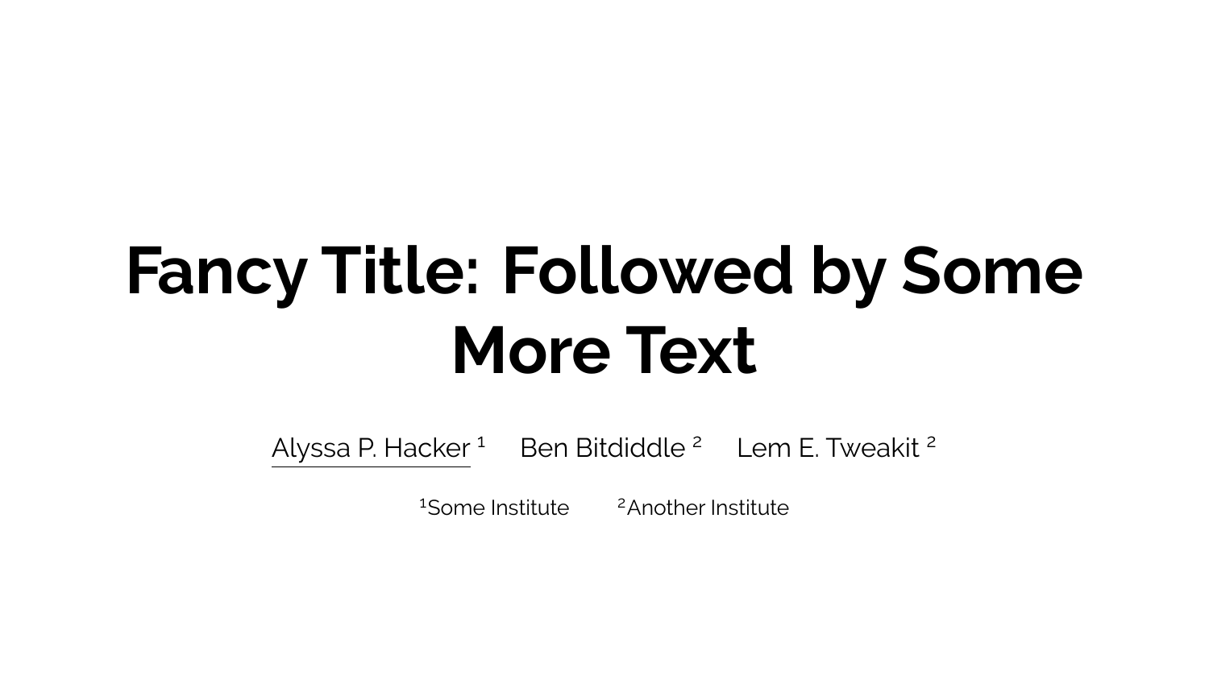# Fancy Title: Followed by Some More Text

Alyssa P. Hacker [1]    Ben Bitdiddle [2]    Lem E. Tweakit [2]

[1]Some Institute    [2]Another Institute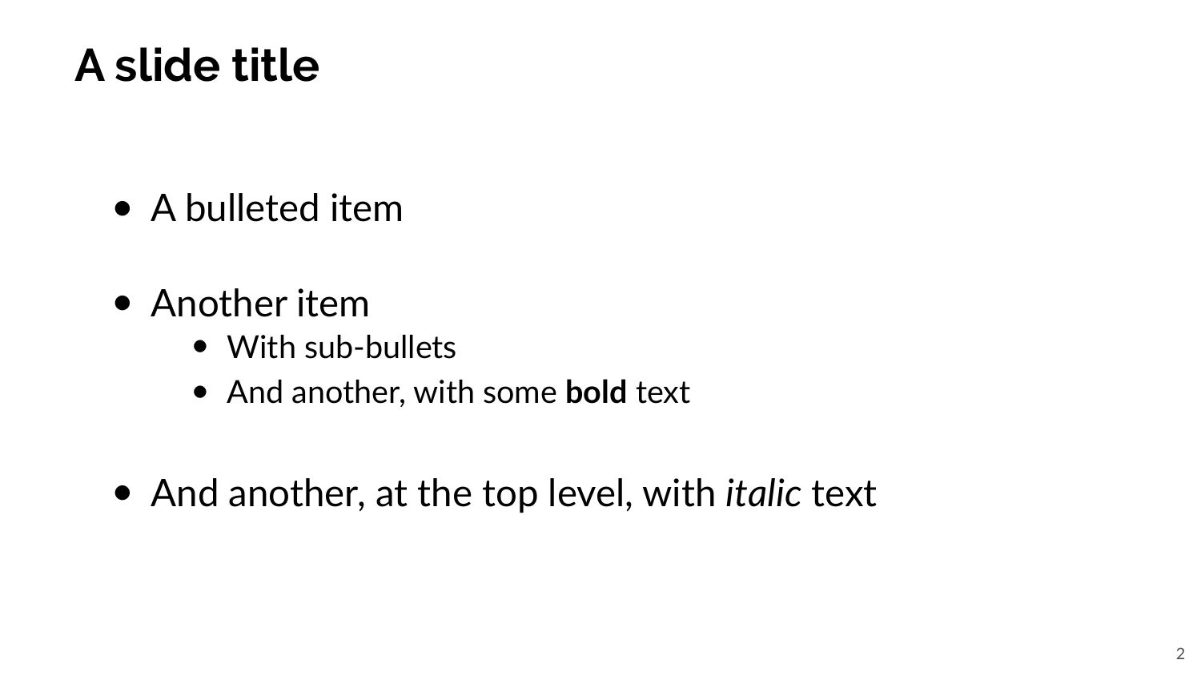# A slide title

- A bulleted item

- Another item
  - With sub-bullets
  - And another, with some **bold** text

- And another, at the top level, with *italic* text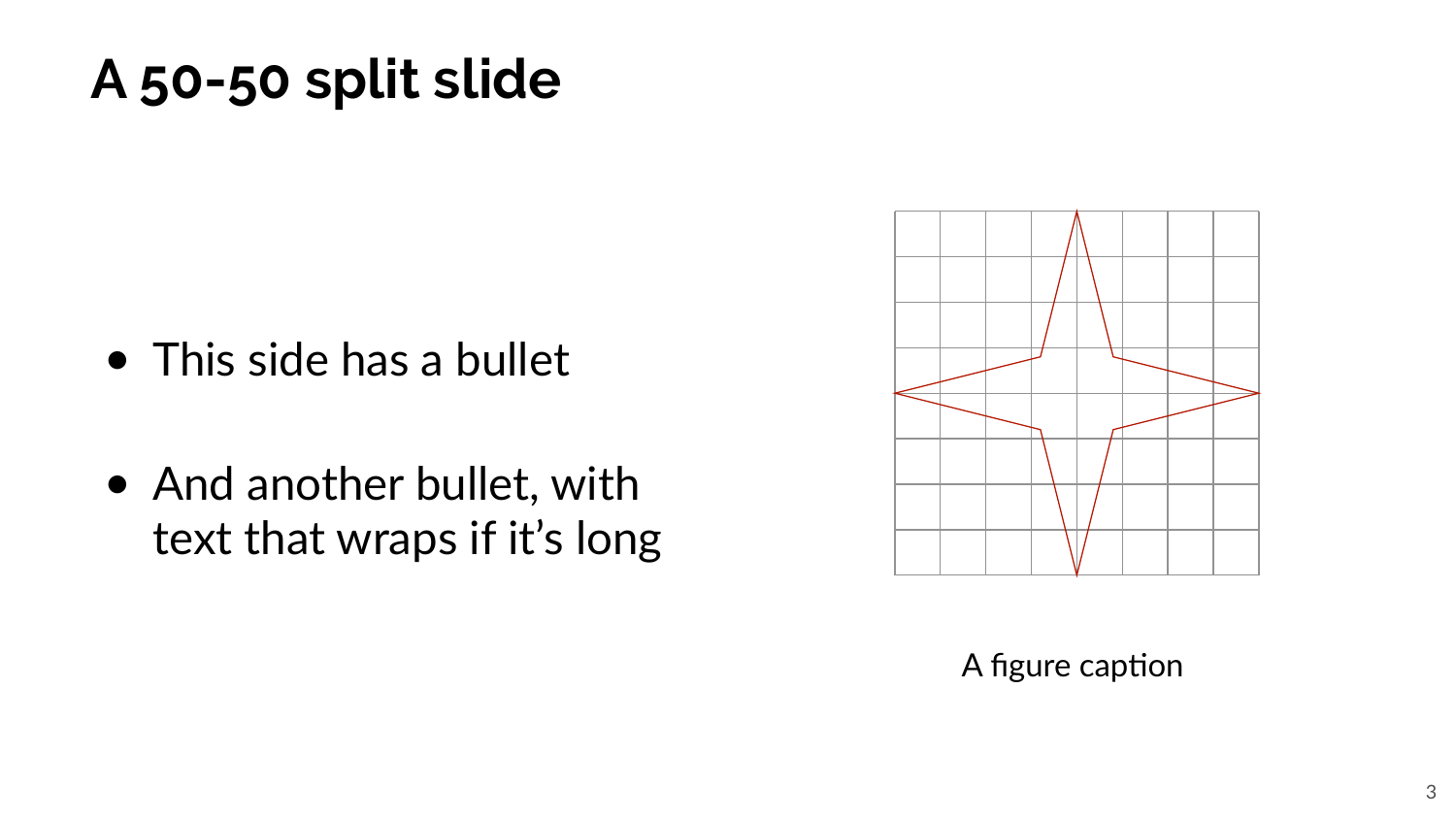# A 50-50 split slide

- This side has a bullet
- And another bullet, with text that wraps if it's long

A figure caption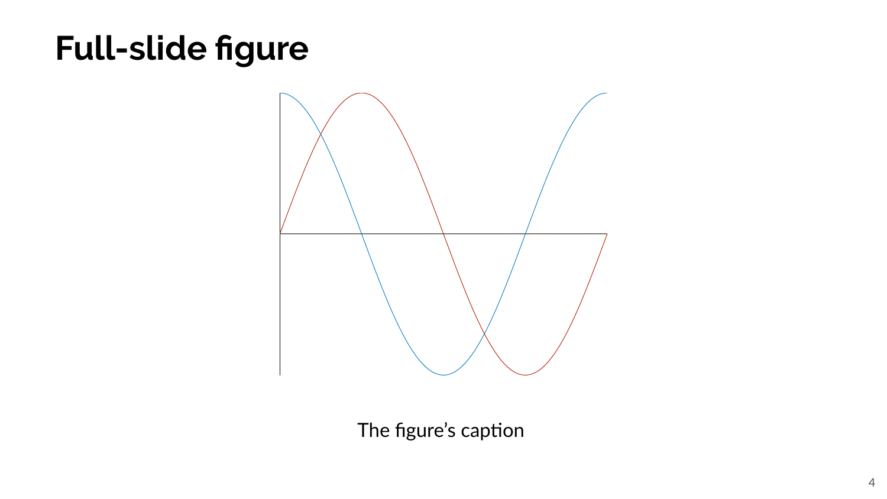# Full-slide figure

The figure's caption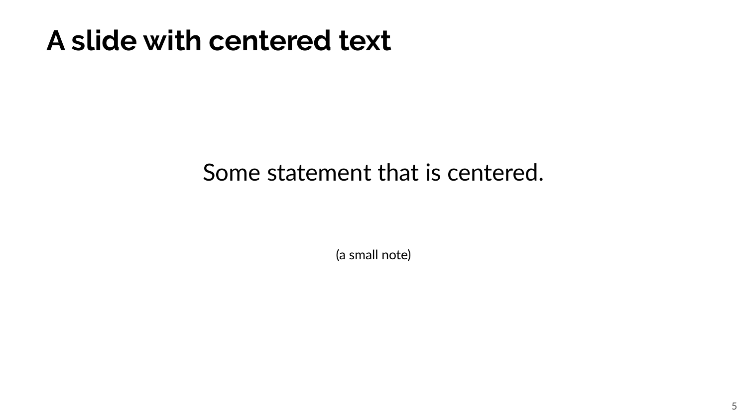# A slide with centered text

Some statement that is centered.

(a small note)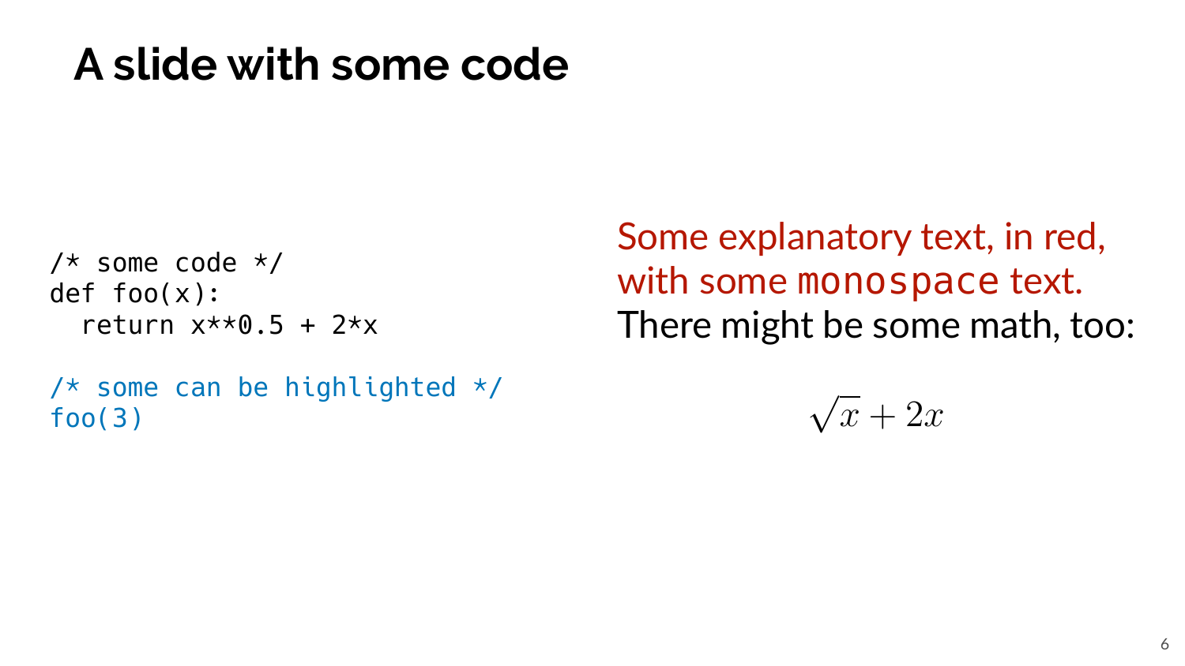# A slide with some code

```
/* some code */
def foo(x):
  return x**0.5 + 2*x

/* some can be highlighted */
foo(3)
```

Some explanatory text, in red, with some `monospace` text.

There might be some math, too:

$$\sqrt{x} + 2x$$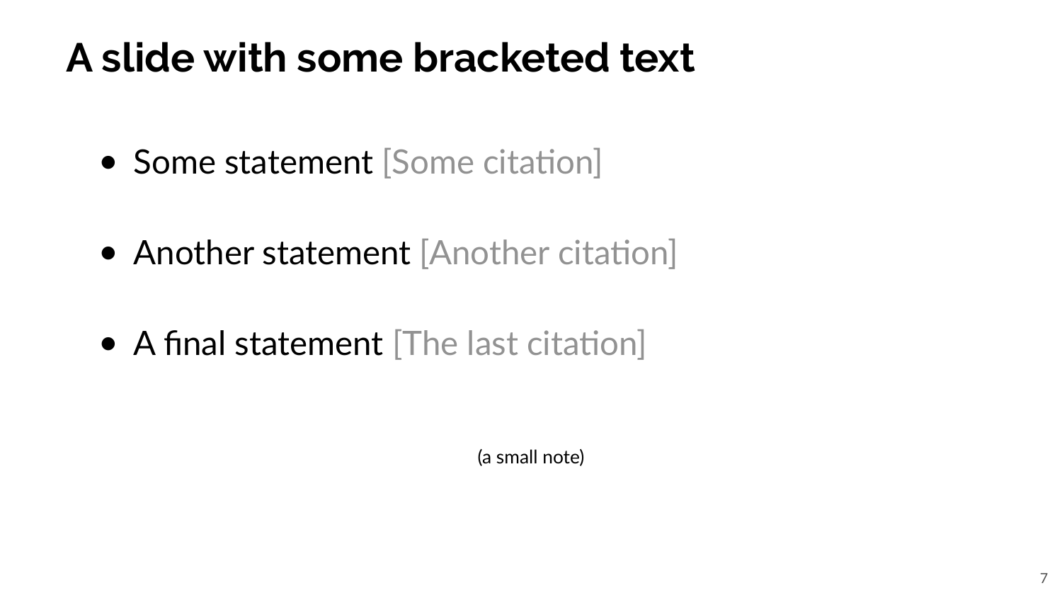# A slide with some bracketed text

- Some statement [Some citation]
- Another statement [Another citation]
- A final statement [The last citation]

(a small note)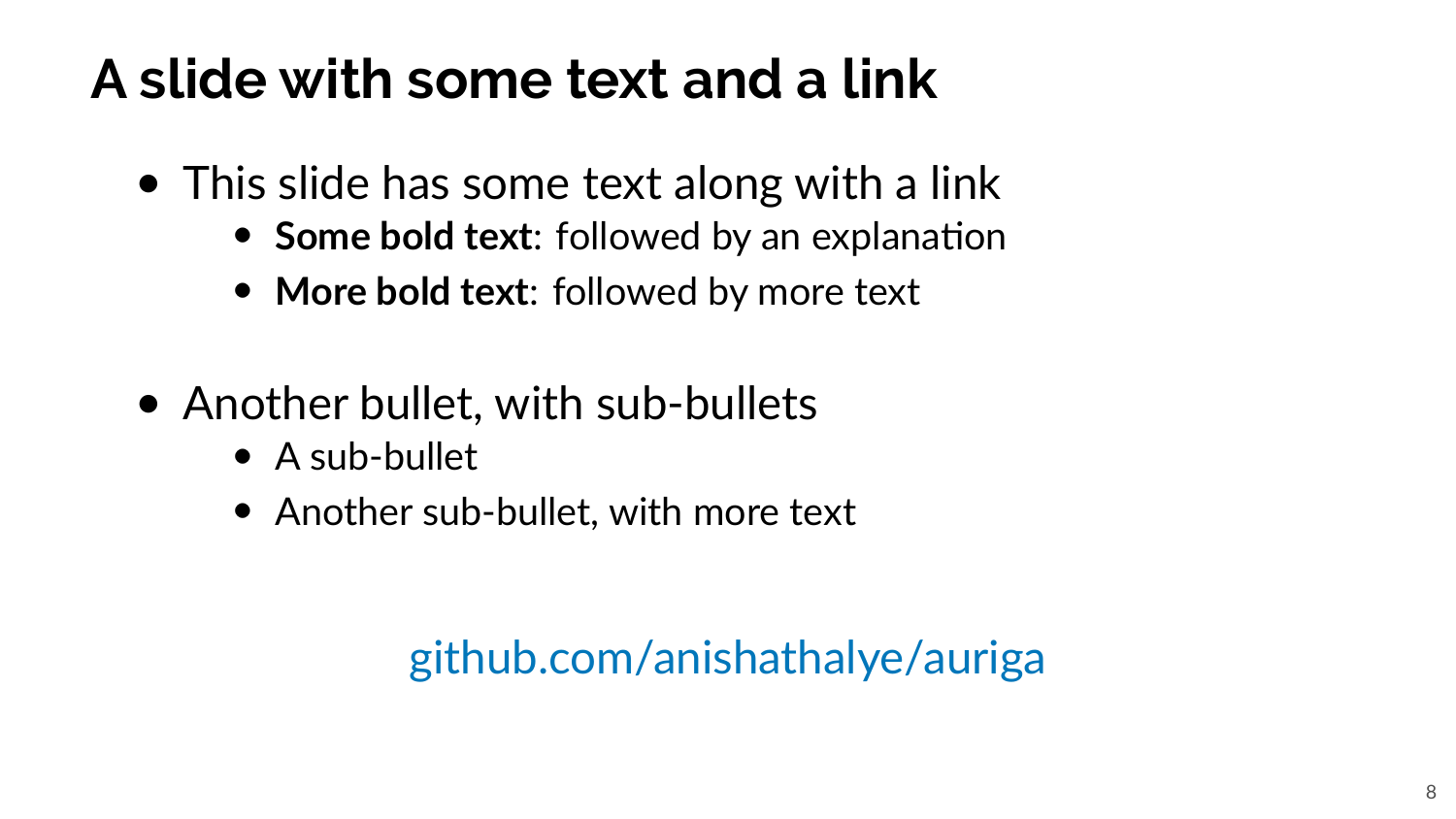# A slide with some text and a link

- This slide has some text along with a link
  - **Some bold text**: followed by an explanation
  - **More bold text**: followed by more text

- Another bullet, with sub-bullets
  - A sub-bullet
  - Another sub-bullet, with more text

github.com/anishathalye/auriga